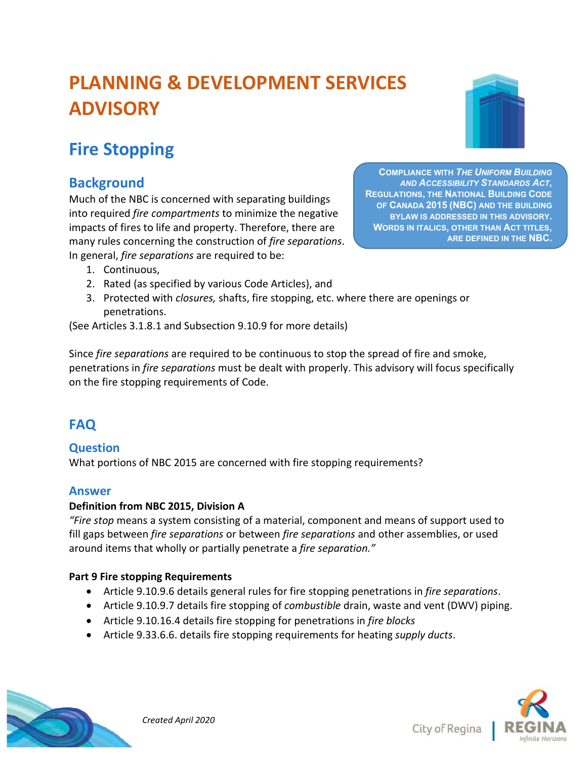# PLANNING & DEVELOPMENT SERVICES ADVISORY

## Fire Stopping

**COMPLIANCE WITH *THE UNIFORM BUILDING AND ACCESSIBILITY STANDARDS ACT*, REGULATIONS, THE NATIONAL BUILDING CODE OF CANADA 2015 (NBC) AND THE BUILDING BYLAW IS ADDRESSED IN THIS ADVISORY. WORDS IN ITALICS, OTHER THAN ACT TITLES, ARE DEFINED IN THE NBC.**

### Background

Much of the NBC is concerned with separating buildings into required *fire compartments* to minimize the negative impacts of fires to life and property. Therefore, there are many rules concerning the construction of *fire separations*. In general, *fire separations* are required to be:

1. Continuous,
2. Rated (as specified by various Code Articles), and
3. Protected with *closures,* shafts, fire stopping, etc. where there are openings or penetrations.

(See Articles 3.1.8.1 and Subsection 9.10.9 for more details)

Since *fire separations* are required to be continuous to stop the spread of fire and smoke, penetrations in *fire separations* must be dealt with properly. This advisory will focus specifically on the fire stopping requirements of Code.

## FAQ

### Question

What portions of NBC 2015 are concerned with fire stopping requirements?

### Answer

**Definition from NBC 2015, Division A**

*"Fire stop* means a system consisting of a material, component and means of support used to fill gaps between *fire separations* or between *fire separations* and other assemblies, or used around items that wholly or partially penetrate a *fire separation."*

**Part 9 Fire stopping Requirements**

- Article 9.10.9.6 details general rules for fire stopping penetrations in *fire separations*.
- Article 9.10.9.7 details fire stopping of *combustible* drain, waste and vent (DWV) piping.
- Article 9.10.16.4 details fire stopping for penetrations in *fire blocks*
- Article 9.33.6.6. details fire stopping requirements for heating *supply ducts*.

*Created April 2020*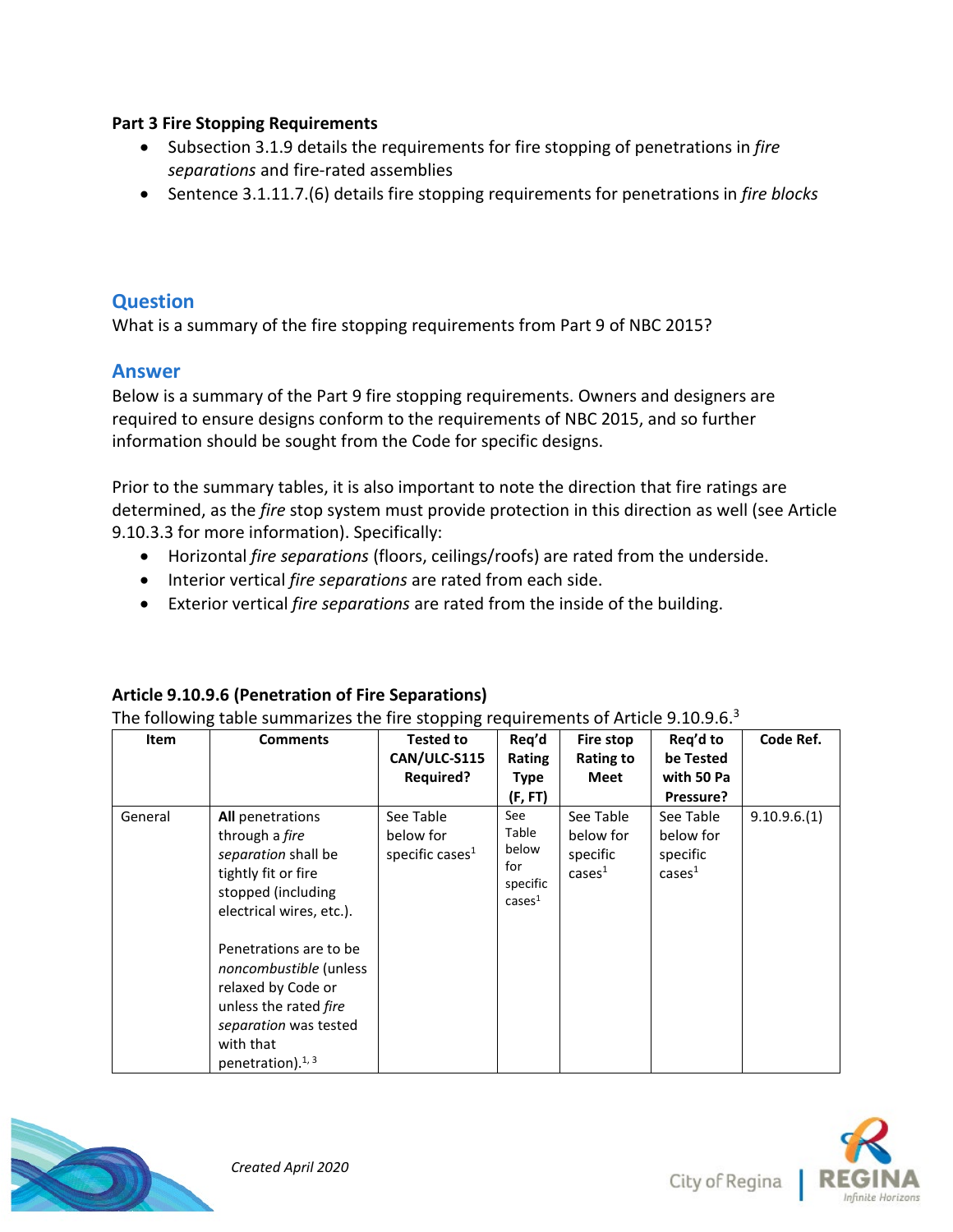**Part 3 Fire Stopping Requirements**

- Subsection 3.1.9 details the requirements for fire stopping of penetrations in *fire separations* and fire-rated assemblies
- Sentence 3.1.11.7.(6) details fire stopping requirements for penetrations in *fire blocks*

## Question

What is a summary of the fire stopping requirements from Part 9 of NBC 2015?

## Answer

Below is a summary of the Part 9 fire stopping requirements. Owners and designers are required to ensure designs conform to the requirements of NBC 2015, and so further information should be sought from the Code for specific designs.

Prior to the summary tables, it is also important to note the direction that fire ratings are determined, as the *fire* stop system must provide protection in this direction as well (see Article 9.10.3.3 for more information). Specifically:

- Horizontal *fire separations* (floors, ceilings/roofs) are rated from the underside.
- Interior vertical *fire separations* are rated from each side.
- Exterior vertical *fire separations* are rated from the inside of the building.

**Article 9.10.9.6 (Penetration of Fire Separations)**

The following table summarizes the fire stopping requirements of Article 9.10.9.6.[3]

| Item | Comments | Tested to CAN/ULC-S115 Required? | Req'd Rating Type (F, FT) | Fire stop Rating to Meet | Req'd to be Tested with 50 Pa Pressure? | Code Ref. |
|---|---|---|---|---|---|---|
| General | **All** penetrations through a *fire separation* shall be tightly fit or fire stopped (including electrical wires, etc.).<br><br>Penetrations are to be *noncombustible* (unless relaxed by Code or unless the rated *fire separation* was tested with that penetration).[1, 3] | See Table below for specific cases[1] | See Table below for specific cases[1] | See Table below for specific cases[1] | See Table below for specific cases[1] | 9.10.9.6.(1) |

*Created April 2020*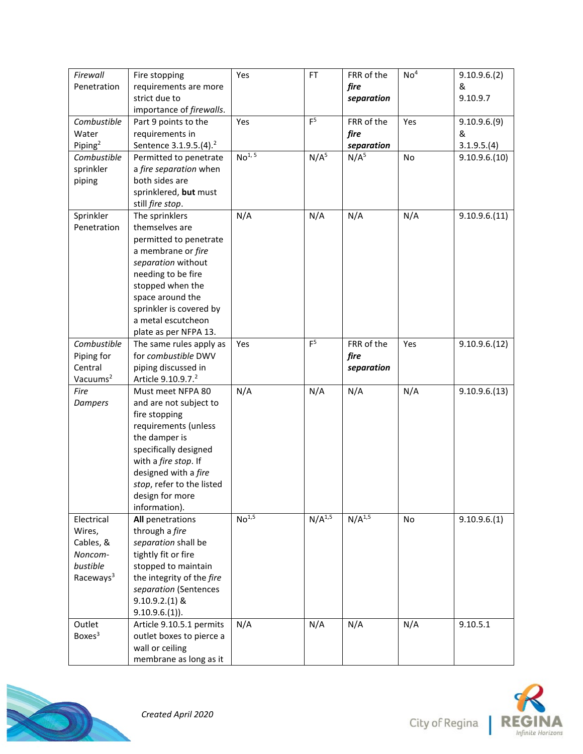| | | | | | | |
|---|---|---|---|---|---|---|
| *Firewall* Penetration | Fire stopping requirements are more strict due to importance of *firewalls*. | Yes | FT | FRR of the ***fire separation*** | No[4] | 9.10.9.6.(2) & 9.10.9.7 |
| *Combustible* Water Piping[2] | Part 9 points to the requirements in Sentence 3.1.9.5.(4).[2] | Yes | F[5] | FRR of the ***fire separation*** | Yes | 9.10.9.6.(9) & 3.1.9.5.(4) |
| *Combustible* sprinkler piping | Permitted to penetrate a *fire separation* when both sides are sprinklered, **but** must still *fire stop*. | No[1, 5] | N/A[5] | N/A[5] | No | 9.10.9.6.(10) |
| Sprinkler Penetration | The sprinklers themselves are permitted to penetrate a membrane or *fire separation* without needing to be fire stopped when the space around the sprinkler is covered by a metal escutcheon plate as per NFPA 13. | N/A | N/A | N/A | N/A | 9.10.9.6.(11) |
| *Combustible* Piping for Central Vacuums[2] | The same rules apply as for *combustible* DWV piping discussed in Article 9.10.9.7.[2] | Yes | F[5] | FRR of the ***fire separation*** | Yes | 9.10.9.6.(12) |
| *Fire Dampers* | Must meet NFPA 80 and are not subject to fire stopping requirements (unless the damper is specifically designed with a *fire stop*. If designed with a *fire stop*, refer to the listed design for more information). | N/A | N/A | N/A | N/A | 9.10.9.6.(13) |
| Electrical Wires, Cables, & *Noncom-bustible* Raceways[3] | **All** penetrations through a *fire separation* shall be tightly fit or fire stopped to maintain the integrity of the *fire separation* (Sentences 9.10.9.2.(1) & 9.10.9.6.(1)). | No[1,5] | N/A[1,5] | N/A[1,5] | No | 9.10.9.6.(1) |
| Outlet Boxes[3] | Article 9.10.5.1 permits outlet boxes to pierce a wall or ceiling membrane as long as it | N/A | N/A | N/A | N/A | 9.10.5.1 |

*Created April 2020*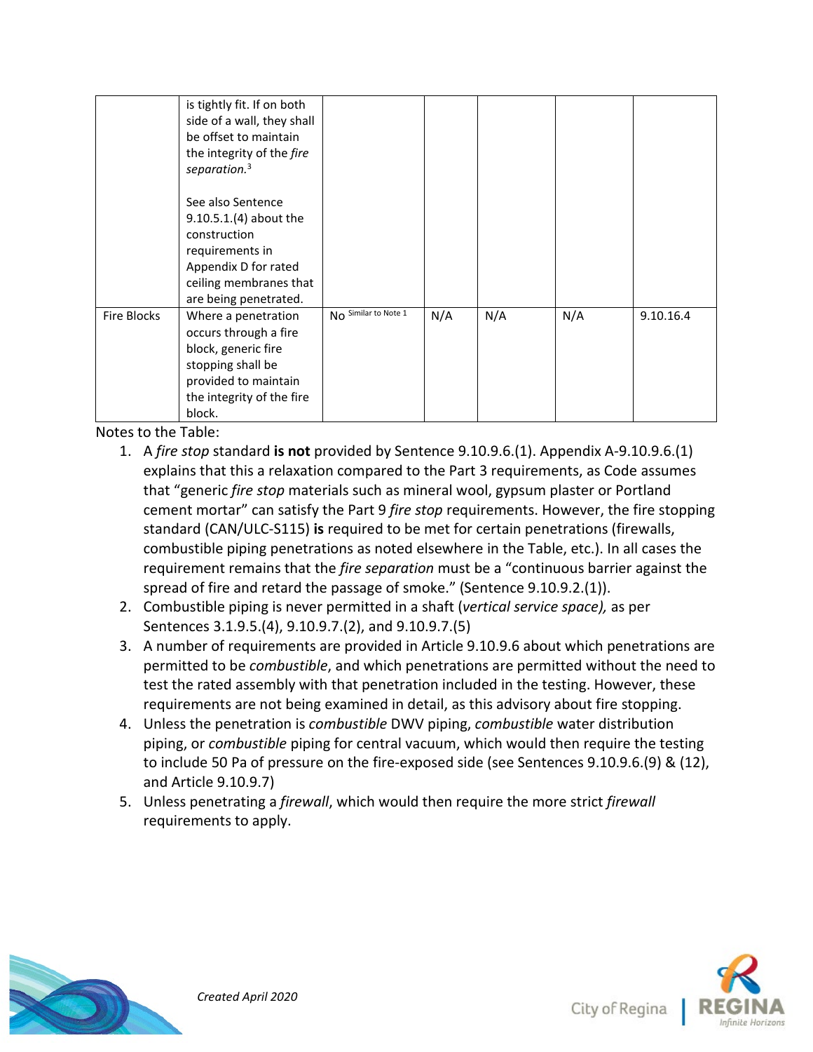| | | | | | | |
|---|---|---|---|---|---|---|
| | is tightly fit. If on both side of a wall, they shall be offset to maintain the integrity of the *fire separation.*[3] <br><br> See also Sentence 9.10.5.1.(4) about the construction requirements in Appendix D for rated ceiling membranes that are being penetrated. | | | | | |
| Fire Blocks | Where a penetration occurs through a fire block, generic fire stopping shall be provided to maintain the integrity of the fire block. | No [Similar to Note 1] | N/A | N/A | N/A | 9.10.16.4 |

Notes to the Table:

1. A *fire stop* standard **is not** provided by Sentence 9.10.9.6.(1). Appendix A-9.10.9.6.(1) explains that this a relaxation compared to the Part 3 requirements, as Code assumes that "generic *fire stop* materials such as mineral wool, gypsum plaster or Portland cement mortar" can satisfy the Part 9 *fire stop* requirements. However, the fire stopping standard (CAN/ULC-S115) **is** required to be met for certain penetrations (firewalls, combustible piping penetrations as noted elsewhere in the Table, etc.). In all cases the requirement remains that the *fire separation* must be a "continuous barrier against the spread of fire and retard the passage of smoke." (Sentence 9.10.9.2.(1)).
2. Combustible piping is never permitted in a shaft (*vertical service space),* as per Sentences 3.1.9.5.(4), 9.10.9.7.(2), and 9.10.9.7.(5)
3. A number of requirements are provided in Article 9.10.9.6 about which penetrations are permitted to be *combustible*, and which penetrations are permitted without the need to test the rated assembly with that penetration included in the testing. However, these requirements are not being examined in detail, as this advisory about fire stopping.
4. Unless the penetration is *combustible* DWV piping, *combustible* water distribution piping, or *combustible* piping for central vacuum, which would then require the testing to include 50 Pa of pressure on the fire-exposed side (see Sentences 9.10.9.6.(9) & (12), and Article 9.10.9.7)
5. Unless penetrating a *firewall*, which would then require the more strict *firewall* requirements to apply.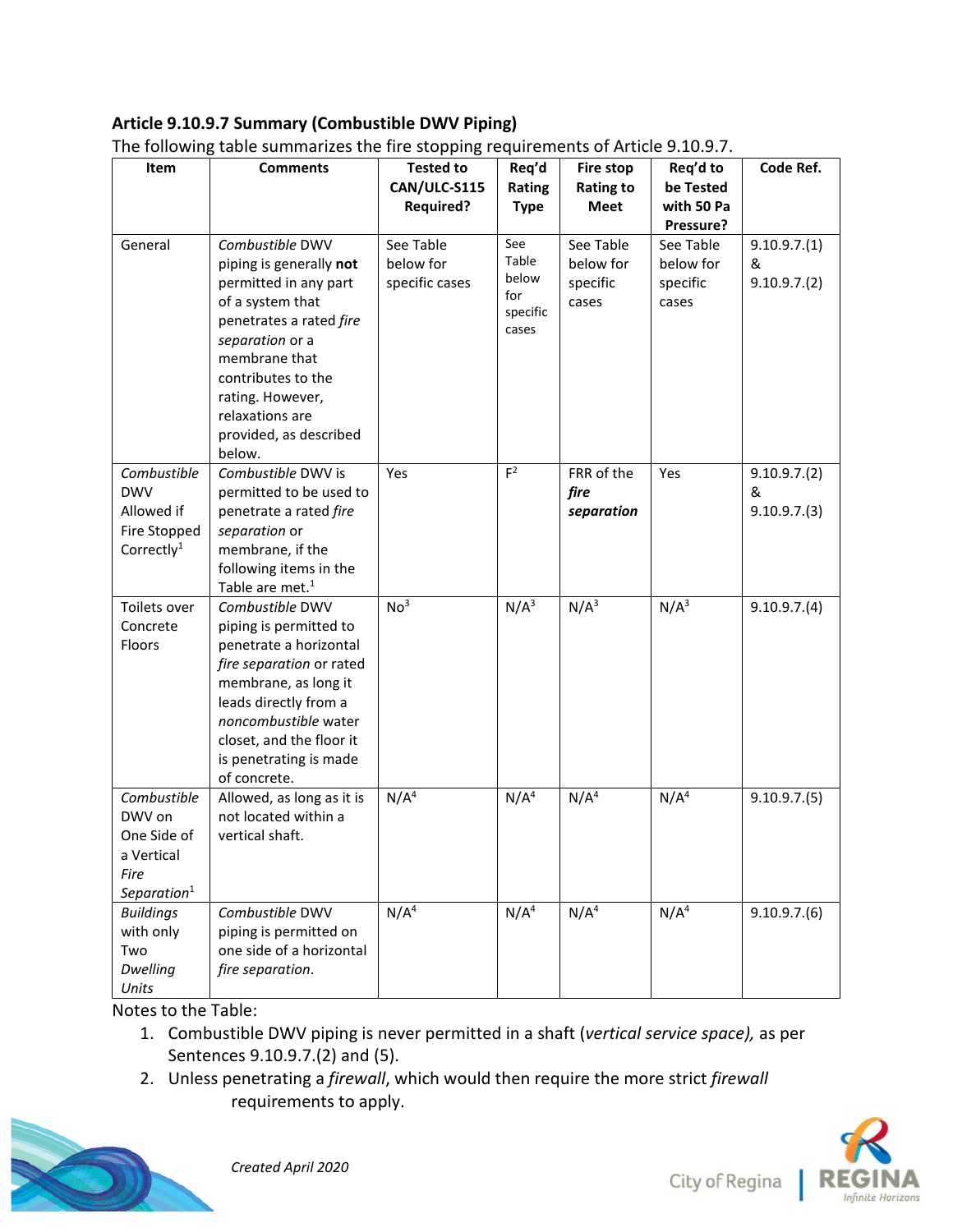### Article 9.10.9.7 Summary (Combustible DWV Piping)

The following table summarizes the fire stopping requirements of Article 9.10.9.7.

| Item | Comments | Tested to CAN/ULC-S115 Required? | Req'd Rating Type | Fire stop Rating to Meet | Req'd to be Tested with 50 Pa Pressure? | Code Ref. |
|---|---|---|---|---|---|---|
| General | *Combustible* DWV piping is generally **not** permitted in any part of a system that penetrates a rated *fire separation* or a membrane that contributes to the rating. However, relaxations are provided, as described below. | See Table below for specific cases | See Table below for specific cases | See Table below for specific cases | See Table below for specific cases | 9.10.9.7.(1) & 9.10.9.7.(2) |
| *Combustible* DWV Allowed if Fire Stopped Correctly[1] | *Combustible* DWV is permitted to be used to penetrate a rated *fire separation* or membrane, if the following items in the Table are met.[1] | Yes | F[2] | FRR of the ***fire separation*** | Yes | 9.10.9.7.(2) & 9.10.9.7.(3) |
| Toilets over Concrete Floors | *Combustible* DWV piping is permitted to penetrate a horizontal *fire separation* or rated membrane, as long it leads directly from a *noncombustible* water closet, and the floor it is penetrating is made of concrete. | No[3] | N/A[3] | N/A[3] | N/A[3] | 9.10.9.7.(4) |
| *Combustible* DWV on One Side of a Vertical *Fire Separation*[1] | Allowed, as long as it is not located within a vertical shaft. | N/A[4] | N/A[4] | N/A[4] | N/A[4] | 9.10.9.7.(5) |
| *Buildings* with only Two *Dwelling Units* | *Combustible* DWV piping is permitted on one side of a horizontal *fire separation*. | N/A[4] | N/A[4] | N/A[4] | N/A[4] | 9.10.9.7.(6) |

Notes to the Table:

1. Combustible DWV piping is never permitted in a shaft (*vertical service space),* as per Sentences 9.10.9.7.(2) and (5).
2. Unless penetrating a *firewall*, which would then require the more strict *firewall* requirements to apply.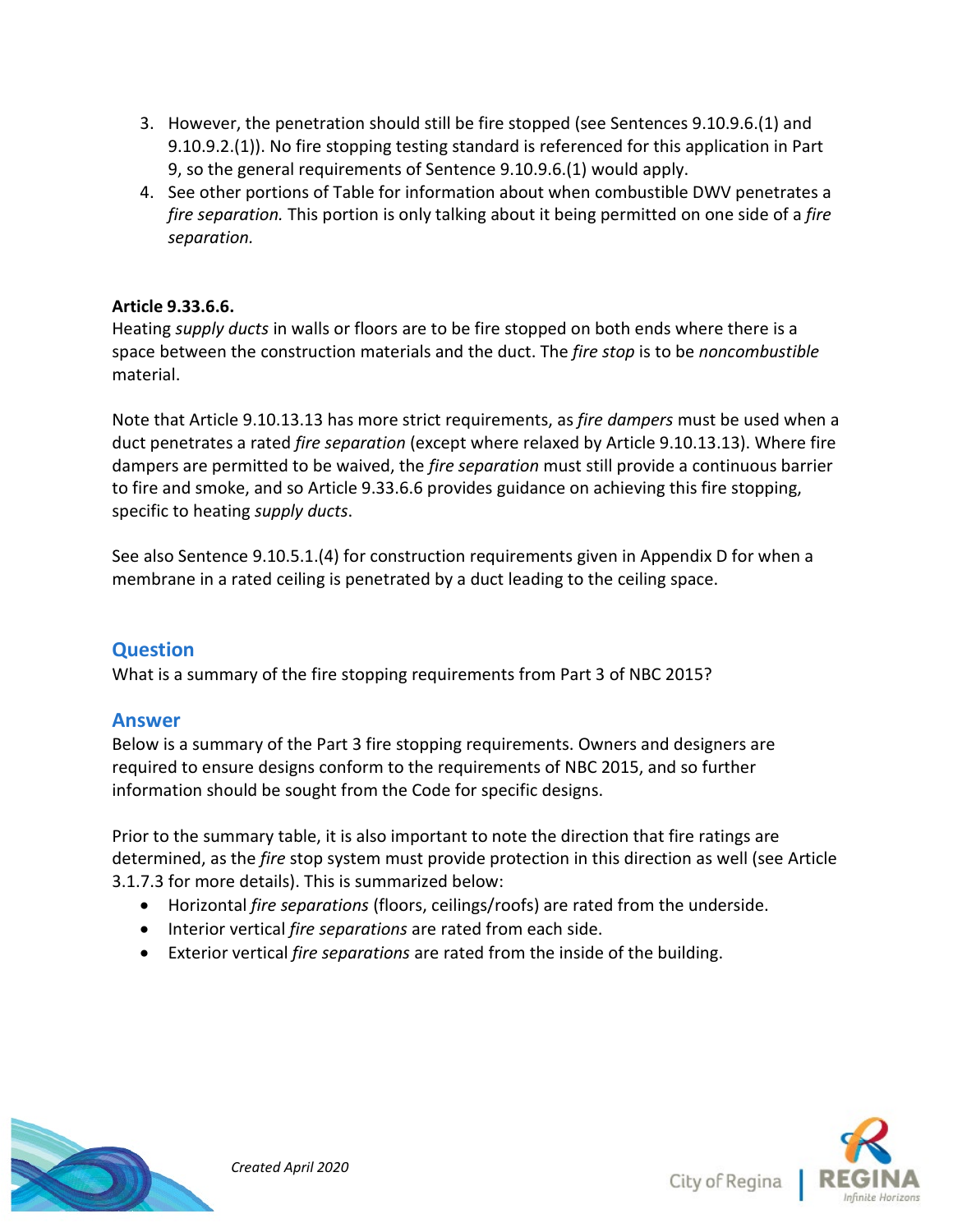3. However, the penetration should still be fire stopped (see Sentences 9.10.9.6.(1) and 9.10.9.2.(1)). No fire stopping testing standard is referenced for this application in Part 9, so the general requirements of Sentence 9.10.9.6.(1) would apply.
4. See other portions of Table for information about when combustible DWV penetrates a *fire separation.* This portion is only talking about it being permitted on one side of a *fire separation.*

**Article 9.33.6.6.**
Heating *supply ducts* in walls or floors are to be fire stopped on both ends where there is a space between the construction materials and the duct. The *fire stop* is to be *noncombustible* material.

Note that Article 9.10.13.13 has more strict requirements, as *fire dampers* must be used when a duct penetrates a rated *fire separation* (except where relaxed by Article 9.10.13.13). Where fire dampers are permitted to be waived, the *fire separation* must still provide a continuous barrier to fire and smoke, and so Article 9.33.6.6 provides guidance on achieving this fire stopping, specific to heating *supply ducts*.

See also Sentence 9.10.5.1.(4) for construction requirements given in Appendix D for when a membrane in a rated ceiling is penetrated by a duct leading to the ceiling space.

## Question

What is a summary of the fire stopping requirements from Part 3 of NBC 2015?

## Answer

Below is a summary of the Part 3 fire stopping requirements. Owners and designers are required to ensure designs conform to the requirements of NBC 2015, and so further information should be sought from the Code for specific designs.

Prior to the summary table, it is also important to note the direction that fire ratings are determined, as the *fire* stop system must provide protection in this direction as well (see Article 3.1.7.3 for more details). This is summarized below:

- Horizontal *fire separations* (floors, ceilings/roofs) are rated from the underside.
- Interior vertical *fire separations* are rated from each side.
- Exterior vertical *fire separations* are rated from the inside of the building.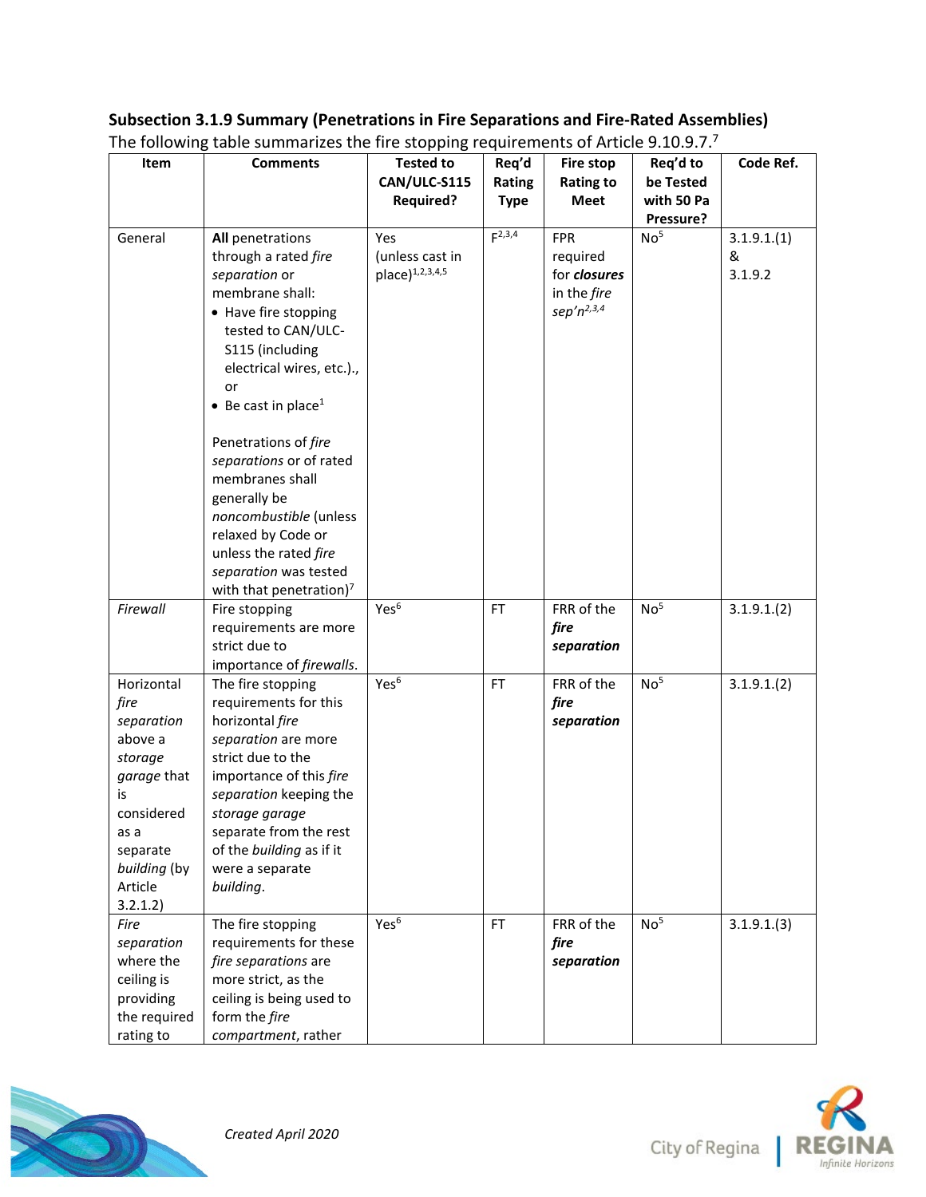## Subsection 3.1.9 Summary (Penetrations in Fire Separations and Fire-Rated Assemblies)

The following table summarizes the fire stopping requirements of Article 9.10.9.7.[7]

| Item | Comments | Tested to CAN/ULC-S115 Required? | Req'd Rating Type | Fire stop Rating to Meet | Req'd to be Tested with 50 Pa Pressure? | Code Ref. |
|---|---|---|---|---|---|---|
| General | **All** penetrations through a rated *fire separation* or membrane shall: <br>• Have fire stopping tested to CAN/ULC-S115 (including electrical wires, etc.)., or <br>• Be cast in place[1] <br><br>Penetrations of *fire separations* or of rated membranes shall generally be *noncombustible* (unless relaxed by Code or unless the rated *fire separation* was tested with that penetration)[7] | Yes (unless cast in place)[1,2,3,4,5] | F[2,3,4] | FPR required for ***closures*** in the *fire sep'n*[2,3,4] | No[5] | 3.1.9.1.(1) & 3.1.9.2 |
| *Firewall* | Fire stopping requirements are more strict due to importance of *firewalls*. | Yes[6] | FT | FRR of the ***fire separation*** | No[5] | 3.1.9.1.(2) |
| Horizontal *fire separation* above a *storage garage* that is considered as a separate *building* (by Article 3.2.1.2) | The fire stopping requirements for this horizontal *fire separation* are more strict due to the importance of this *fire separation* keeping the *storage garage* separate from the rest of the *building* as if it were a separate *building*. | Yes[6] | FT | FRR of the ***fire separation*** | No[5] | 3.1.9.1.(2) |
| *Fire separation* where the ceiling is providing the required rating to | The fire stopping requirements for these *fire separations* are more strict, as the ceiling is being used to form the *fire compartment*, rather | Yes[6] | FT | FRR of the ***fire separation*** | No[5] | 3.1.9.1.(3) |

*Created April 2020*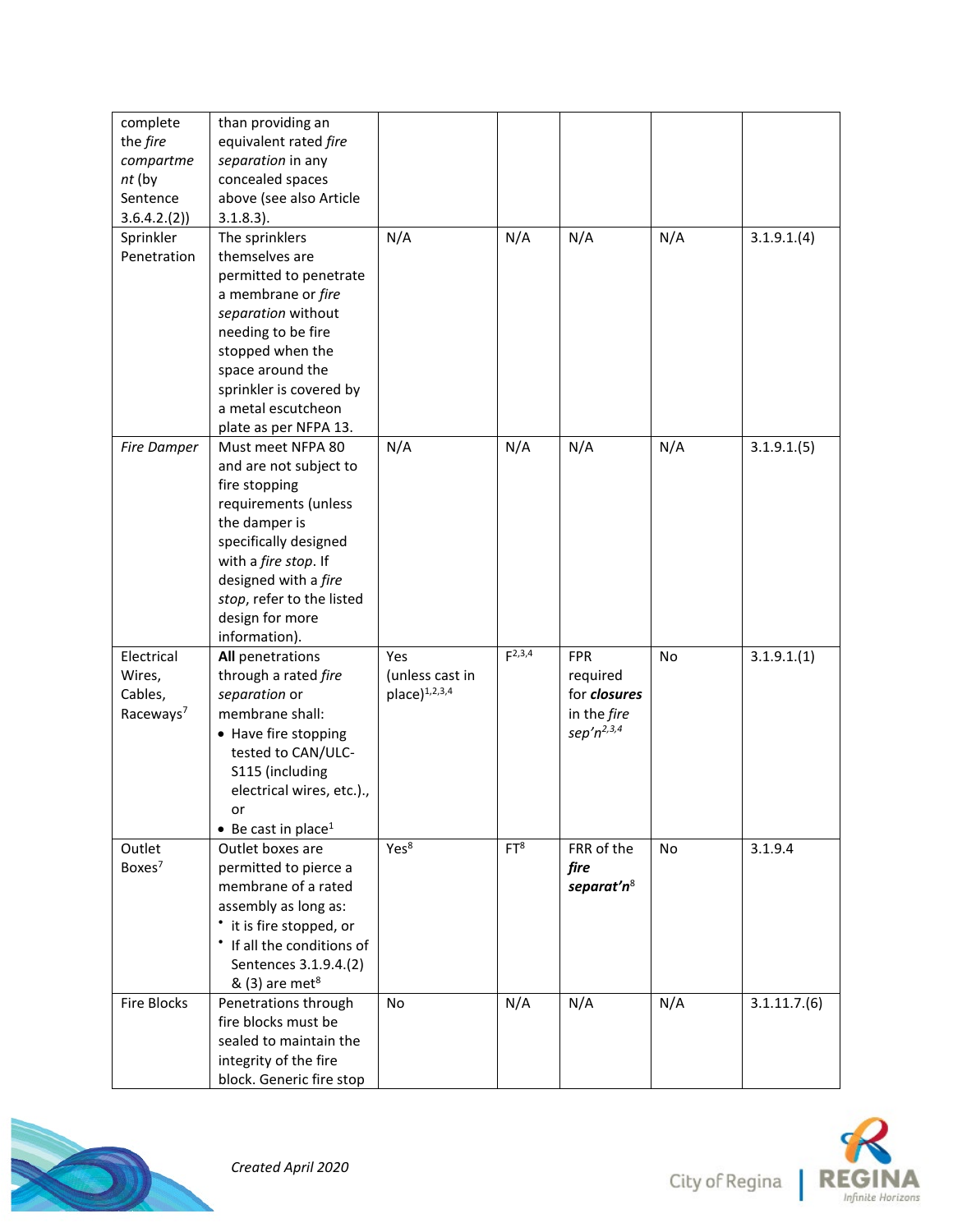| | | | | | | |
|---|---|---|---|---|---|---|
| complete the *fire compartment* (by Sentence 3.6.4.2.(2)) | than providing an equivalent rated *fire separation* in any concealed spaces above (see also Article 3.1.8.3). | | | | | |
| Sprinkler Penetration | The sprinklers themselves are permitted to penetrate a membrane or *fire separation* without needing to be fire stopped when the space around the sprinkler is covered by a metal escutcheon plate as per NFPA 13. | N/A | N/A | N/A | N/A | 3.1.9.1.(4) |
| *Fire Damper* | Must meet NFPA 80 and are not subject to fire stopping requirements (unless the damper is specifically designed with a *fire stop*. If designed with a *fire stop*, refer to the listed design for more information). | N/A | N/A | N/A | N/A | 3.1.9.1.(5) |
| Electrical Wires, Cables, Raceways[7] | **All** penetrations through a rated *fire separation* or membrane shall: • Have fire stopping tested to CAN/ULC-S115 (including electrical wires, etc.)., or • Be cast in place[1] | Yes (unless cast in place)[1,2,3,4] | F[2,3,4] | FPR required for ***closures*** in the *fire sep'n*[2,3,4] | No | 3.1.9.1.(1) |
| Outlet Boxes[7] | Outlet boxes are permitted to pierce a membrane of a rated assembly as long as: • it is fire stopped, or • If all the conditions of Sentences 3.1.9.4.(2) & (3) are met[8] | Yes[8] | FT[8] | FRR of the ***fire separat'n***[8] | No | 3.1.9.4 |
| Fire Blocks | Penetrations through fire blocks must be sealed to maintain the integrity of the fire block. Generic fire stop | No | N/A | N/A | N/A | 3.1.11.7.(6) |

*Created April 2020*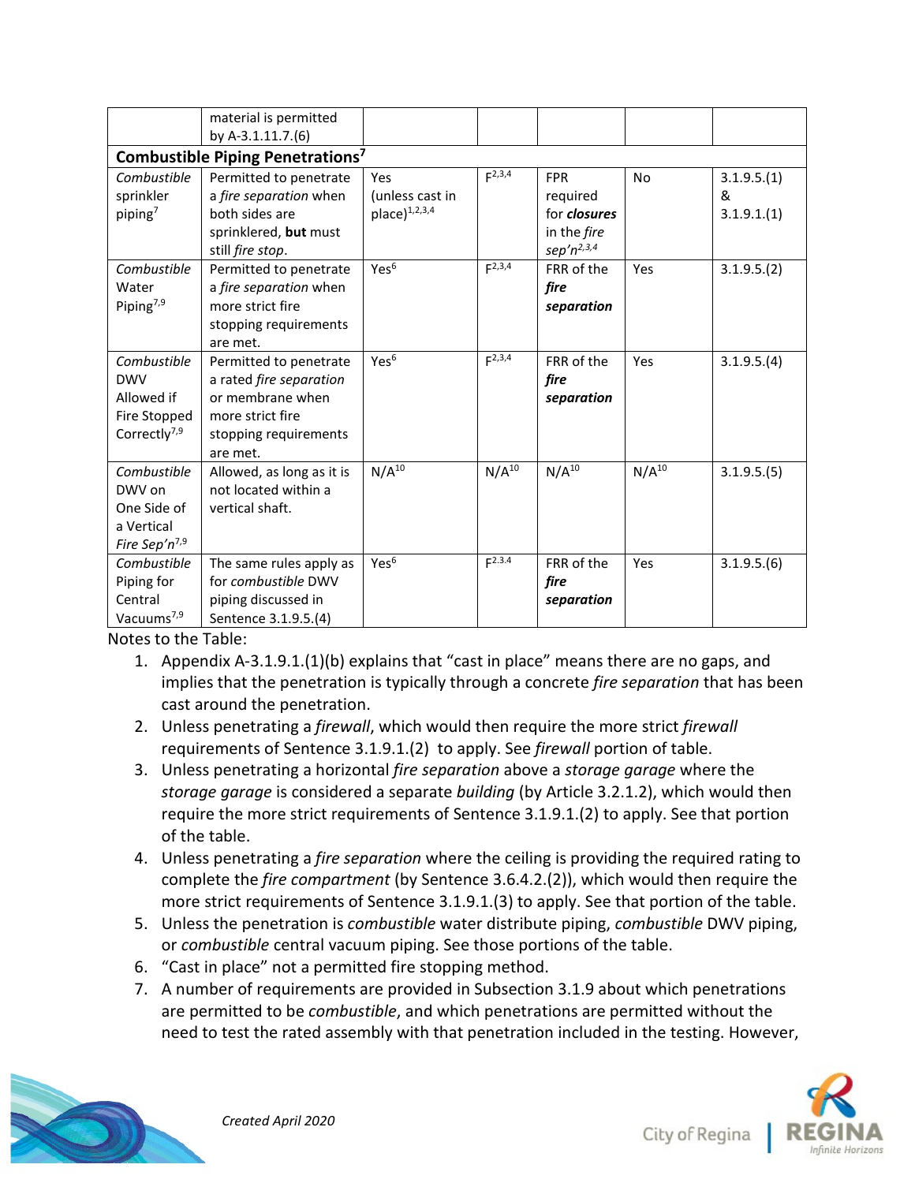| | material is permitted by A-3.1.11.7.(6) | | | | | |
|---|---|---|---|---|---|---|
| **Combustible Piping Penetrations[7]** | | | | | | |
| *Combustible* sprinkler piping[7] | Permitted to penetrate a *fire separation* when both sides are sprinklered, **but** must still *fire stop*. | Yes (unless cast in place)[1,2,3,4] | F[2,3,4] | FPR required for ***closures*** in the *fire sep'n*[2,3,4] | No | 3.1.9.5.(1) & 3.1.9.1.(1) |
| *Combustible* Water Piping[7,9] | Permitted to penetrate a *fire separation* when more strict fire stopping requirements are met. | Yes[6] | F[2,3,4] | FRR of the ***fire separation*** | Yes | 3.1.9.5.(2) |
| *Combustible* DWV Allowed if Fire Stopped Correctly[7,9] | Permitted to penetrate a rated *fire separation* or membrane when more strict fire stopping requirements are met. | Yes[6] | F[2,3,4] | FRR of the ***fire separation*** | Yes | 3.1.9.5.(4) |
| *Combustible* DWV on One Side of a Vertical *Fire Sep'n*[7,9] | Allowed, as long as it is not located within a vertical shaft. | N/A[10] | N/A[10] | N/A[10] | N/A[10] | 3.1.9.5.(5) |
| *Combustible* Piping for Central Vacuums[7,9] | The same rules apply as for *combustible* DWV piping discussed in Sentence 3.1.9.5.(4) | Yes[6] | F[2.3.4] | FRR of the ***fire separation*** | Yes | 3.1.9.5.(6) |

Notes to the Table:

1. Appendix A-3.1.9.1.(1)(b) explains that "cast in place" means there are no gaps, and implies that the penetration is typically through a concrete *fire separation* that has been cast around the penetration.
2. Unless penetrating a *firewall*, which would then require the more strict *firewall* requirements of Sentence 3.1.9.1.(2) to apply. See *firewall* portion of table.
3. Unless penetrating a horizontal *fire separation* above a *storage garage* where the *storage garage* is considered a separate *building* (by Article 3.2.1.2), which would then require the more strict requirements of Sentence 3.1.9.1.(2) to apply. See that portion of the table.
4. Unless penetrating a *fire separation* where the ceiling is providing the required rating to complete the *fire compartment* (by Sentence 3.6.4.2.(2)), which would then require the more strict requirements of Sentence 3.1.9.1.(3) to apply. See that portion of the table.
5. Unless the penetration is *combustible* water distribute piping, *combustible* DWV piping, or *combustible* central vacuum piping. See those portions of the table.
6. "Cast in place" not a permitted fire stopping method.
7. A number of requirements are provided in Subsection 3.1.9 about which penetrations are permitted to be *combustible*, and which penetrations are permitted without the need to test the rated assembly with that penetration included in the testing. However,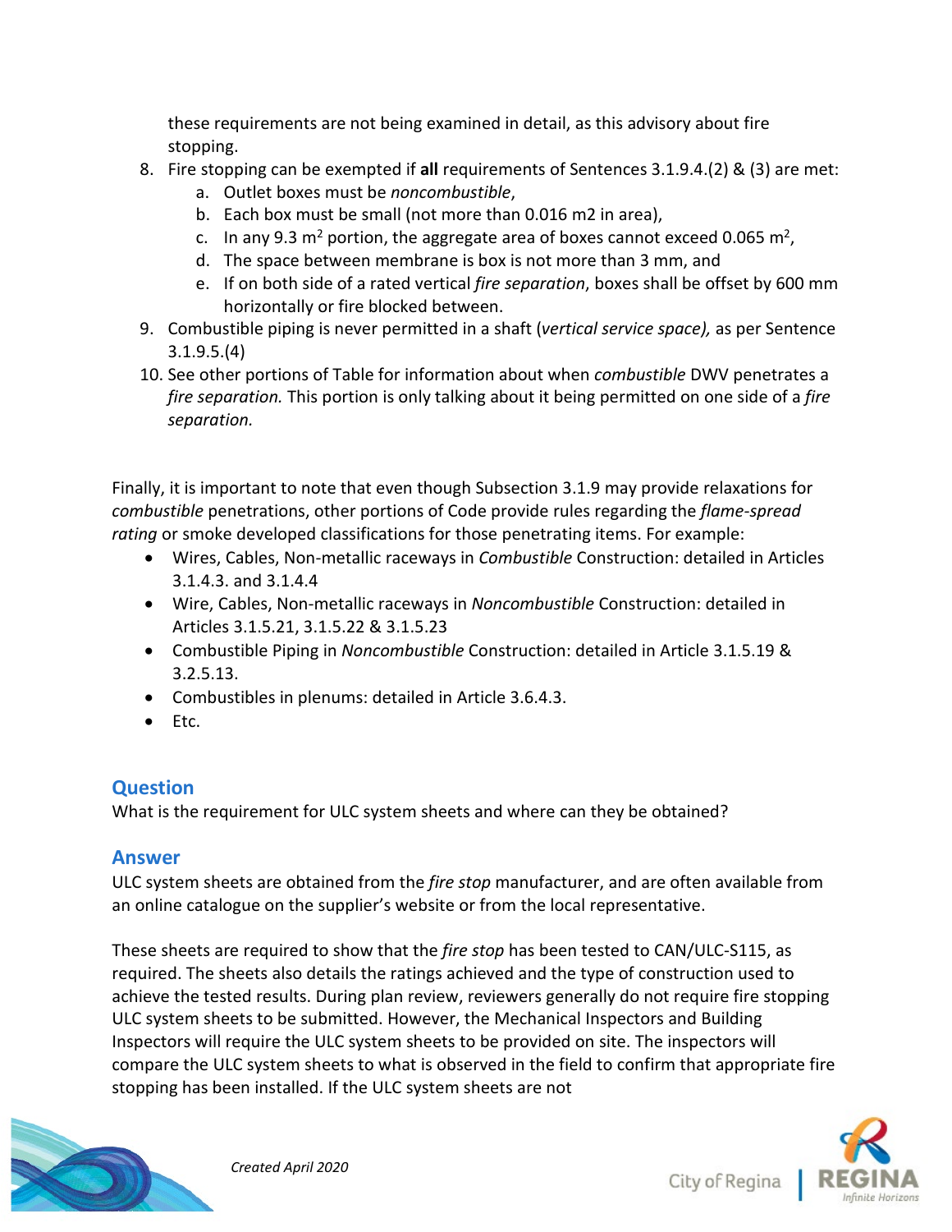these requirements are not being examined in detail, as this advisory about fire stopping.

8. Fire stopping can be exempted if **all** requirements of Sentences 3.1.9.4.(2) & (3) are met:
    a. Outlet boxes must be *noncombustible*,
    b. Each box must be small (not more than 0.016 m2 in area),
    c. In any 9.3 $m^2$ portion, the aggregate area of boxes cannot exceed 0.065 $m^2$,
    d. The space between membrane is box is not more than 3 mm, and
    e. If on both side of a rated vertical *fire separation*, boxes shall be offset by 600 mm horizontally or fire blocked between.
9. Combustible piping is never permitted in a shaft (*vertical service space),* as per Sentence 3.1.9.5.(4)
10. See other portions of Table for information about when *combustible* DWV penetrates a *fire separation.* This portion is only talking about it being permitted on one side of a *fire separation.*

Finally, it is important to note that even though Subsection 3.1.9 may provide relaxations for *combustible* penetrations, other portions of Code provide rules regarding the *flame-spread rating* or smoke developed classifications for those penetrating items. For example:

- Wires, Cables, Non-metallic raceways in *Combustible* Construction: detailed in Articles 3.1.4.3. and 3.1.4.4
- Wire, Cables, Non-metallic raceways in *Noncombustible* Construction: detailed in Articles 3.1.5.21, 3.1.5.22 & 3.1.5.23
- Combustible Piping in *Noncombustible* Construction: detailed in Article 3.1.5.19 & 3.2.5.13.
- Combustibles in plenums: detailed in Article 3.6.4.3.
- Etc.

## Question

What is the requirement for ULC system sheets and where can they be obtained?

## Answer

ULC system sheets are obtained from the *fire stop* manufacturer, and are often available from an online catalogue on the supplier's website or from the local representative.

These sheets are required to show that the *fire stop* has been tested to CAN/ULC-S115, as required. The sheets also details the ratings achieved and the type of construction used to achieve the tested results. During plan review, reviewers generally do not require fire stopping ULC system sheets to be submitted. However, the Mechanical Inspectors and Building Inspectors will require the ULC system sheets to be provided on site. The inspectors will compare the ULC system sheets to what is observed in the field to confirm that appropriate fire stopping has been installed. If the ULC system sheets are not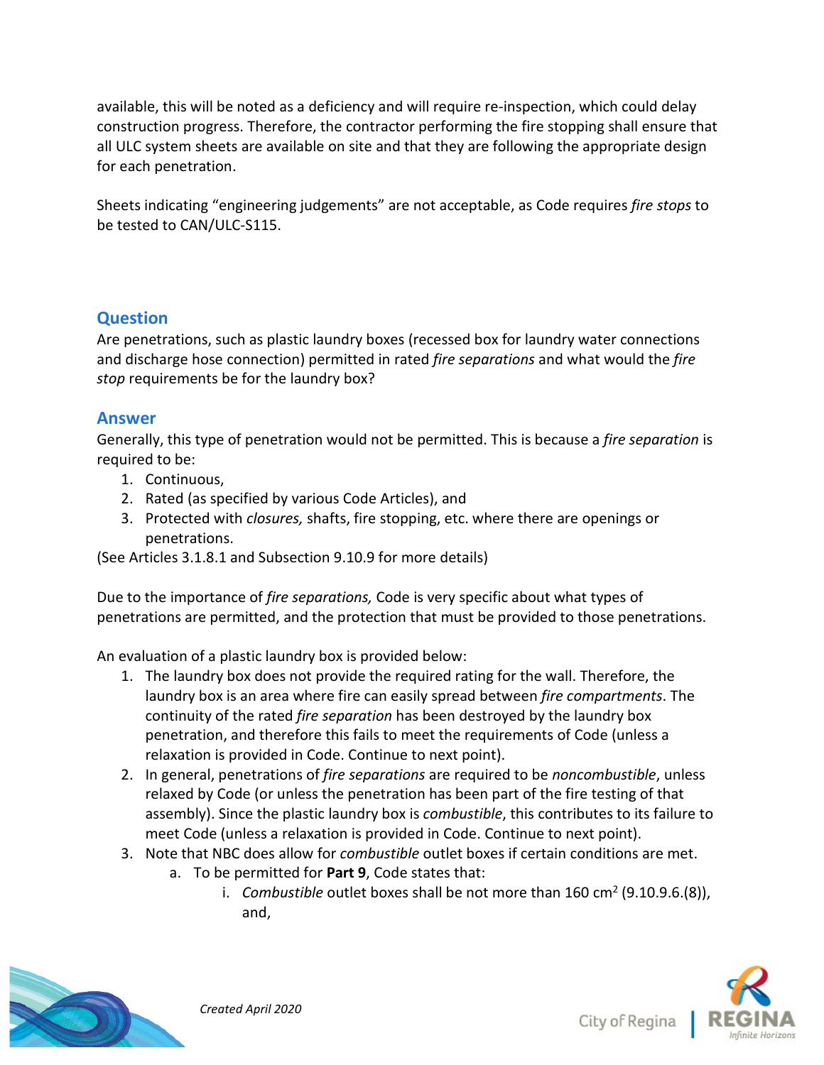available, this will be noted as a deficiency and will require re-inspection, which could delay construction progress. Therefore, the contractor performing the fire stopping shall ensure that all ULC system sheets are available on site and that they are following the appropriate design for each penetration.

Sheets indicating "engineering judgements" are not acceptable, as Code requires *fire stops* to be tested to CAN/ULC-S115.

## Question

Are penetrations, such as plastic laundry boxes (recessed box for laundry water connections and discharge hose connection) permitted in rated *fire separations* and what would the *fire stop* requirements be for the laundry box?

## Answer

Generally, this type of penetration would not be permitted. This is because a *fire separation* is required to be:

1. Continuous,
2. Rated (as specified by various Code Articles), and
3. Protected with *closures,* shafts, fire stopping, etc. where there are openings or penetrations.

(See Articles 3.1.8.1 and Subsection 9.10.9 for more details)

Due to the importance of *fire separations,* Code is very specific about what types of penetrations are permitted, and the protection that must be provided to those penetrations.

An evaluation of a plastic laundry box is provided below:

1. The laundry box does not provide the required rating for the wall. Therefore, the laundry box is an area where fire can easily spread between *fire compartments*. The continuity of the rated *fire separation* has been destroyed by the laundry box penetration, and therefore this fails to meet the requirements of Code (unless a relaxation is provided in Code. Continue to next point).
2. In general, penetrations of *fire separations* are required to be *noncombustible*, unless relaxed by Code (or unless the penetration has been part of the fire testing of that assembly). Since the plastic laundry box is *combustible*, this contributes to its failure to meet Code (unless a relaxation is provided in Code. Continue to next point).
3. Note that NBC does allow for *combustible* outlet boxes if certain conditions are met.
    a. To be permitted for **Part 9**, Code states that:
        i. *Combustible* outlet boxes shall be not more than 160 $cm^2$ (9.10.9.6.(8)), and,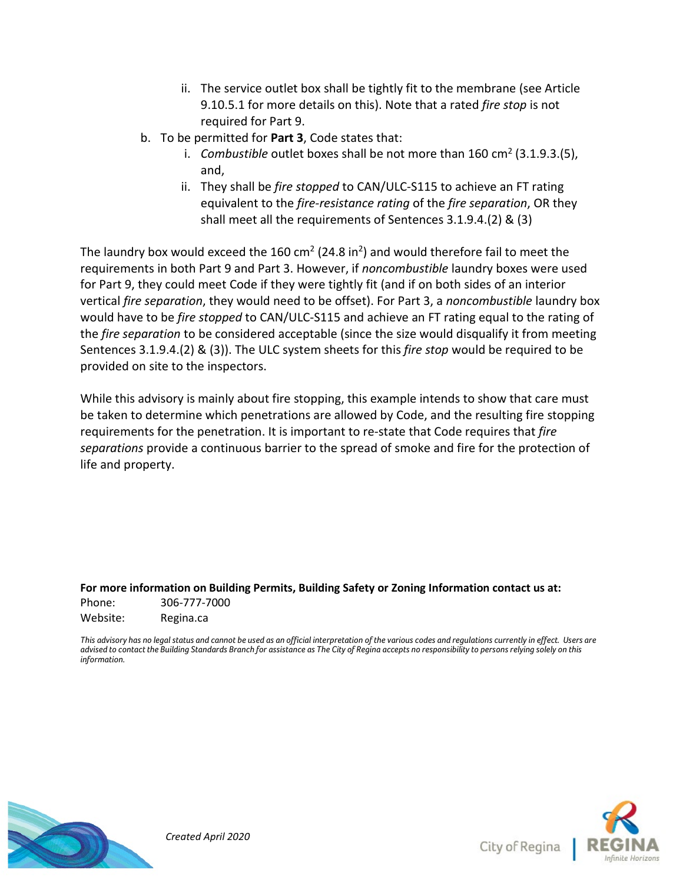ii. The service outlet box shall be tightly fit to the membrane (see Article 9.10.5.1 for more details on this). Note that a rated *fire stop* is not required for Part 9.

b. To be permitted for **Part 3**, Code states that:

   i. *Combustible* outlet boxes shall be not more than 160 $cm^2$ (3.1.9.3.(5), and,

   ii. They shall be *fire stopped* to CAN/ULC-S115 to achieve an FT rating equivalent to the *fire-resistance rating* of the *fire separation*, OR they shall meet all the requirements of Sentences 3.1.9.4.(2) & (3)

The laundry box would exceed the 160 $cm^2$ (24.8 $in^2$) and would therefore fail to meet the requirements in both Part 9 and Part 3. However, if *noncombustible* laundry boxes were used for Part 9, they could meet Code if they were tightly fit (and if on both sides of an interior vertical *fire separation*, they would need to be offset). For Part 3, a *noncombustible* laundry box would have to be *fire stopped* to CAN/ULC-S115 and achieve an FT rating equal to the rating of the *fire separation* to be considered acceptable (since the size would disqualify it from meeting Sentences 3.1.9.4.(2) & (3)). The ULC system sheets for this *fire stop* would be required to be provided on site to the inspectors.

While this advisory is mainly about fire stopping, this example intends to show that care must be taken to determine which penetrations are allowed by Code, and the resulting fire stopping requirements for the penetration. It is important to re-state that Code requires that *fire separations* provide a continuous barrier to the spread of smoke and fire for the protection of life and property.

**For more information on Building Permits, Building Safety or Zoning Information contact us at:**

Phone: 306-777-7000
Website: Regina.ca

*This advisory has no legal status and cannot be used as an official interpretation of the various codes and regulations currently in effect. Users are advised to contact the Building Standards Branch for assistance as The City of Regina accepts no responsibility to persons relying solely on this information.*

*Created April 2020*

City of Regina | REGINA *Infinite Horizons*